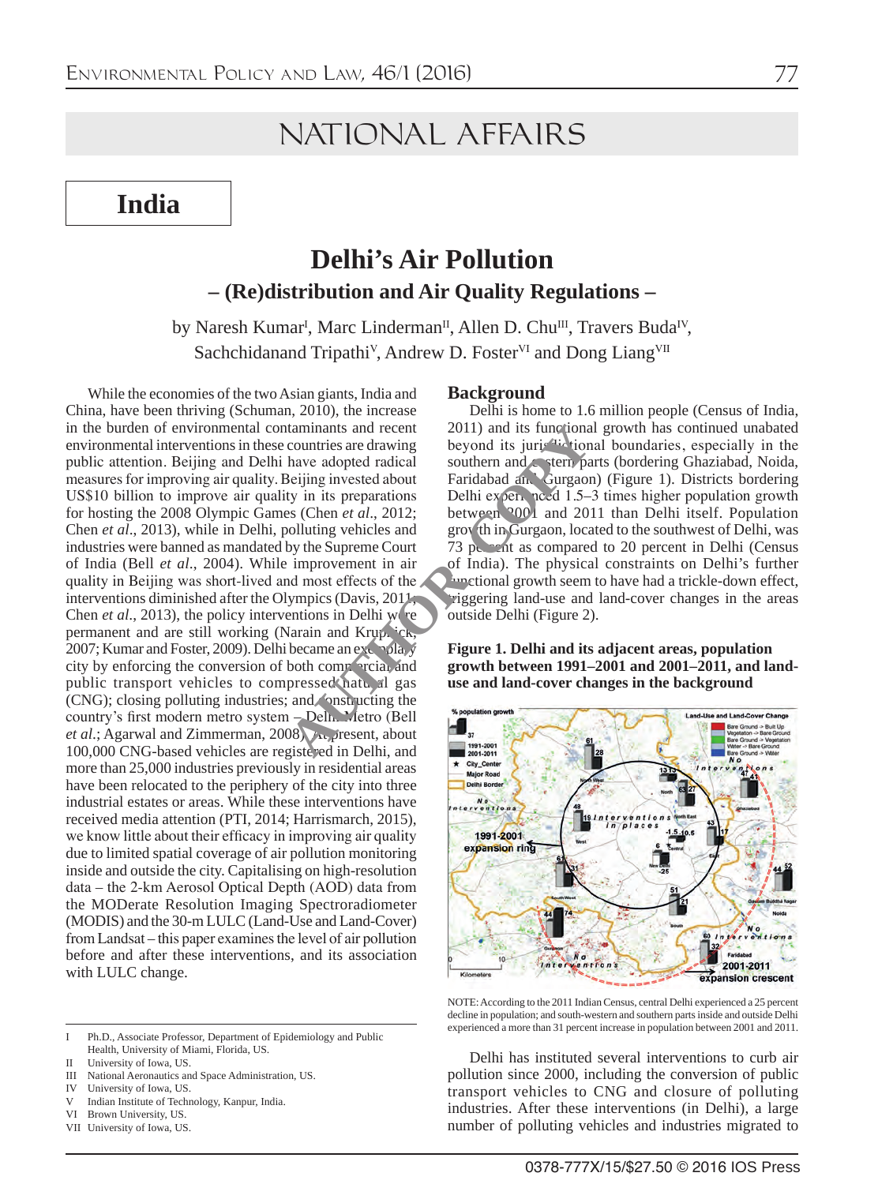# NATIONAL AFFAIRS

## India

# Delhi's Air Pollution

## – (Re)distribution and Air Quality Regulations –

by Naresh Kumar[I], Marc Linderman[II], Allen D. Chu[III], Travers Buda[IV], Sachchidanand Tripathi[V], Andrew D. Foster[VI] and Dong Liang[VII]

While the economies of the two Asian giants, India and China, have been thriving (Schuman, 2010), the increase in the burden of environmental contaminants and recent environmental interventions in these countries are drawing public attention. Beijing and Delhi have adopted radical measures for improving air quality. Beijing invested about US$10 billion to improve air quality in its preparations for hosting the 2008 Olympic Games (Chen *et al*., 2012; Chen *et al*., 2013), while in Delhi, polluting vehicles and industries were banned as mandated by the Supreme Court of India (Bell *et al*., 2004). While improvement in air quality in Beijing was short-lived and most effects of the interventions diminished after the Olympics (Davis, 2011; Chen *et al*., 2013), the policy interventions in Delhi were permanent and are still working (Narain and Krupnick, 2007; Kumar and Foster, 2009). Delhi became an exemplary city by enforcing the conversion of both commercial and public transport vehicles to compressed natural gas (CNG); closing polluting industries; and constructing the country's first modern metro system – Delhi Metro (Bell *et al*.; Agarwal and Zimmerman, 2008). At present, about 100,000 CNG-based vehicles are registered in Delhi, and more than 25,000 industries previously in residential areas have been relocated to the periphery of the city into three industrial estates or areas. While these interventions have received media attention (PTI, 2014; Harrismarch, 2015), we know little about their efficacy in improving air quality due to limited spatial coverage of air pollution monitoring inside and outside the city. Capitalising on high-resolution data – the 2-km Aerosol Optical Depth (AOD) data from the MODerate Resolution Imaging Spectroradiometer (MODIS) and the 30-m LULC (Land-Use and Land-Cover) from Landsat – this paper examines the level of air pollution before and after these interventions, and its association with LULC change.

### Background

Delhi is home to 1.6 million people (Census of India, 2011) and its jurisdictional growth has continued unabated beyond its jurisdictional boundaries, especially in the southern and eastern parts (bordering Ghaziabad, Noida, Faridabad and Gurgaon) (Figure 1). Districts bordering Delhi experienced 1.5–3 times higher population growth between 2001 and 2011 than Delhi itself. Population growth in Gurgaon, located to the southwest of Delhi, was 73 percent as compared to 20 percent in Delhi (Census of India). The physical constraints on Delhi's further jurisdictional growth seem to have had a trickle-down effect, triggering land-use and land-cover changes in the areas outside Delhi (Figure 2).

**Figure 1. Delhi and its adjacent areas, population growth between 1991–2001 and 2001–2011, and land-use and land-cover changes in the background**

NOTE: According to the 2011 Indian Census, central Delhi experienced a 25 percent decline in population; and south-western and southern parts inside and outside Delhi experienced a more than 31 percent increase in population between 2001 and 2011.

Delhi has instituted several interventions to curb air pollution since 2000, including the conversion of public transport vehicles to CNG and closure of polluting industries. After these interventions (in Delhi), a large number of polluting vehicles and industries migrated to

---

I Ph.D., Associate Professor, Department of Epidemiology and Public Health, University of Miami, Florida, US.
II University of Iowa, US.
III National Aeronautics and Space Administration, US.
IV University of Iowa, US.
V Indian Institute of Technology, Kanpur, India.
VI Brown University, US.
VII University of Iowa, US.

0378-777X/15/$27.50 © 2016 IOS Press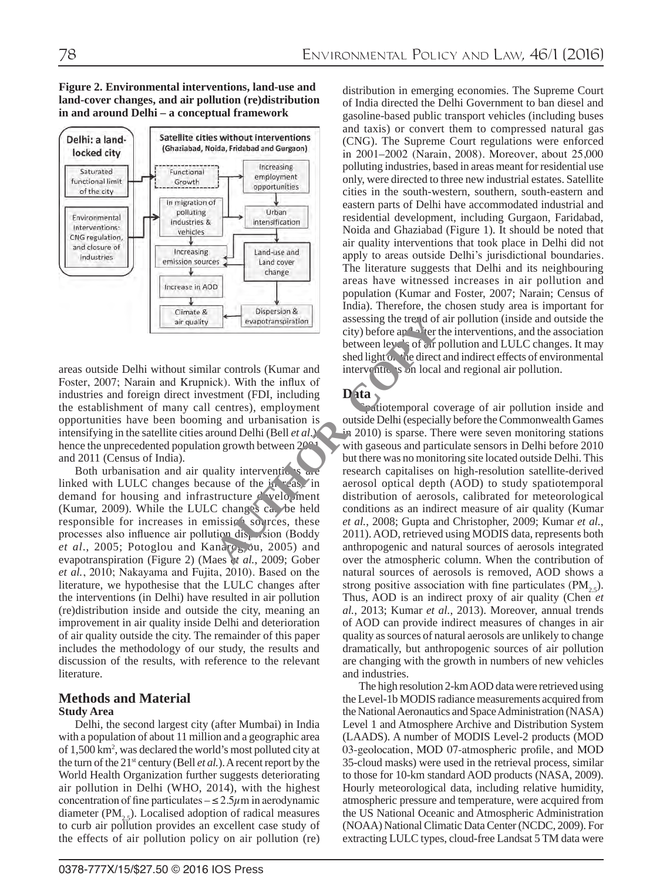**Figure 2. Environmental interventions, land-use and land-cover changes, and air pollution (re)distribution in and around Delhi – a conceptual framework**

areas outside Delhi without similar controls (Kumar and Foster, 2007; Narain and Krupnick). With the influx of industries and foreign direct investment (FDI, including the establishment of many call centres), employment opportunities have been booming and urbanisation is intensifying in the satellite cities around Delhi (Bell *et al.*) – hence the unprecedented population growth between 2001 and 2011 (Census of India).

Both urbanisation and air quality interventions are linked with LULC changes because of the increase in demand for housing and infrastructure development (Kumar, 2009). While the LULC changes can be held responsible for increases in emission sources, these processes also influence air pollution dispersion (Boddy *et al.*, 2005; Potoglou and Kanaroglou, 2005) and evapotranspiration (Figure 2) (Maes *et al.*, 2009; Gober *et al.*, 2010; Nakayama and Fujita, 2010). Based on the literature, we hypothesise that the LULC changes after the interventions (in Delhi) have resulted in air pollution (re)distribution inside and outside the city, meaning an improvement in air quality inside Delhi and deterioration of air quality outside the city. The remainder of this paper includes the methodology of our study, the results and discussion of the results, with reference to the relevant literature.

## Methods and Material

### Study Area

Delhi, the second largest city (after Mumbai) in India with a population of about 11 million and a geographic area of 1,500 km$^2$, was declared the world's most polluted city at the turn of the 21$^{st}$ century (Bell *et al.*). A recent report by the World Health Organization further suggests deteriorating air pollution in Delhi (WHO, 2014), with the highest concentration of fine particulates – $\leq 2.5\mu$m in aerodynamic diameter ($PM_{2.5}$). Localised adoption of radical measures to curb air pollution provides an excellent case study of the effects of air pollution policy on air pollution (re) distribution in emerging economies. The Supreme Court of India directed the Delhi Government to ban diesel and gasoline-based public transport vehicles (including buses and taxis) or convert them to compressed natural gas (CNG). The Supreme Court regulations were enforced in 2001–2002 (Narain, 2008). Moreover, about 25,000 polluting industries, based in areas meant for residential use only, were directed to three new industrial estates. Satellite cities in the south-western, southern, south-eastern and eastern parts of Delhi have accommodated industrial and residential development, including Gurgaon, Faridabad, Noida and Ghaziabad (Figure 1). It should be noted that air quality interventions that took place in Delhi did not apply to areas outside Delhi's jurisdictional boundaries. The literature suggests that Delhi and its neighbouring areas have witnessed increases in air pollution and population (Kumar and Foster, 2007; Narain; Census of India). Therefore, the chosen study area is important for assessing the trend of air pollution (inside and outside the city) before and after the interventions, and the association between levels of air pollution and LULC changes. It may shed light on the direct and indirect effects of environmental interventions on local and regional air pollution.

### Data

Spatiotemporal coverage of air pollution inside and outside Delhi (especially before the Commonwealth Games in 2010) is sparse. There were seven monitoring stations with gaseous and particulate sensors in Delhi before 2010 but there was no monitoring site located outside Delhi. This research capitalises on high-resolution satellite-derived aerosol optical depth (AOD) to study spatiotemporal distribution of aerosols, calibrated for meteorological conditions as an indirect measure of air quality (Kumar *et al.*, 2008; Gupta and Christopher, 2009; Kumar *et al.*, 2011). AOD, retrieved using MODIS data, represents both anthropogenic and natural sources of aerosols integrated over the atmospheric column. When the contribution of natural sources of aerosols is removed, AOD shows a strong positive association with fine particulates ($PM_{2.5}$). Thus, AOD is an indirect proxy of air quality (Chen *et al.*, 2013; Kumar *et al.*, 2013). Moreover, annual trends of AOD can provide indirect measures of changes in air quality as sources of natural aerosols are unlikely to change dramatically, but anthropogenic sources of air pollution are changing with the growth in numbers of new vehicles and industries.

The high resolution 2-km AOD data were retrieved using the Level-1b MODIS radiance measurements acquired from the National Aeronautics and Space Administration (NASA) Level 1 and Atmosphere Archive and Distribution System (LAADS). A number of MODIS Level-2 products (MOD 03-geolocation, MOD 07-atmospheric profile, and MOD 35-cloud masks) were used in the retrieval process, similar to those for 10-km standard AOD products (NASA, 2009). Hourly meteorological data, including relative humidity, atmospheric pressure and temperature, were acquired from the US National Oceanic and Atmospheric Administration (NOAA) National Climatic Data Center (NCDC, 2009). For extracting LULC types, cloud-free Landsat 5 TM data were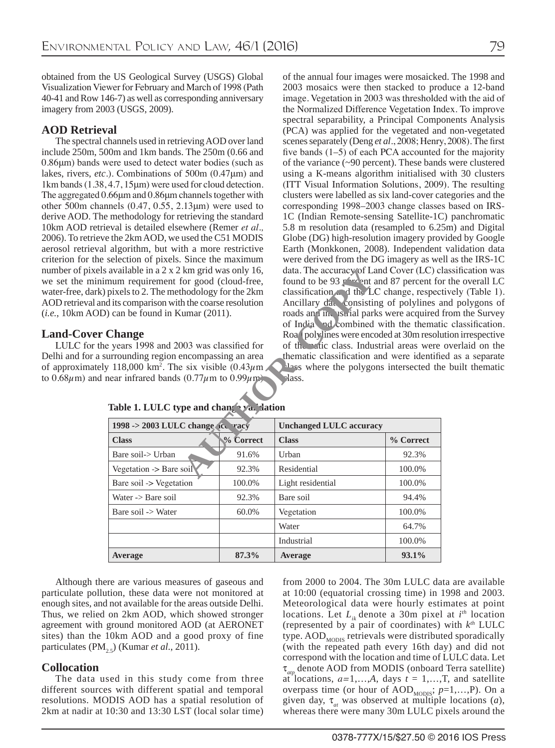obtained from the US Geological Survey (USGS) Global Visualization Viewer for February and March of 1998 (Path 40-41 and Row 146-7) as well as corresponding anniversary imagery from 2003 (USGS, 2009).

## AOD Retrieval

The spectral channels used in retrieving AOD over land include 250m, 500m and 1km bands. The 250m (0.66 and 0.86μm) bands were used to detect water bodies (such as lakes, rivers, *etc*.). Combinations of 500m (0.47μm) and 1km bands (1.38, 4.7, 15μm) were used for cloud detection. The aggregated 0.66μm and 0.86μm channels together with other 500m channels (0.47, 0.55, 2.13μm) were used to derive AOD. The methodology for retrieving the standard 10km AOD retrieval is detailed elsewhere (Remer *et al*., 2006). To retrieve the 2km AOD, we used the C51 MODIS aerosol retrieval algorithm, but with a more restrictive criterion for the selection of pixels. Since the maximum number of pixels available in a 2 x 2 km grid was only 16, we set the minimum requirement for good (cloud-free, water-free, dark) pixels to 2. The methodology for the 2km AOD retrieval and its comparison with the coarse resolution (*i.e.*, 10km AOD) can be found in Kumar (2011).

## Land-Cover Change

LULC for the years 1998 and 2003 was classified for Delhi and for a surrounding region encompassing an area of approximately 118,000 km$^2$. The six visible (0.43$\mu$m to 0.68$\mu$m) and near infrared bands (0.77$\mu$m to 0.99$\mu$m) of the annual four images were mosaicked. The 1998 and 2003 mosaics were then stacked to produce a 12-band image. Vegetation in 2003 was thresholded with the aid of the Normalized Difference Vegetation Index. To improve spectral separability, a Principal Components Analysis (PCA) was applied for the vegetated and non-vegetated scenes separately (Deng *et al*., 2008; Henry, 2008). The first five bands (1–5) of each PCA accounted for the majority of the variance (~90 percent). These bands were clustered using a K-means algorithm initialised with 30 clusters (ITT Visual Information Solutions, 2009). The resulting clusters were labelled as six land-cover categories and the corresponding 1998–2003 change classes based on IRS-1C (Indian Remote-sensing Satellite-1C) panchromatic 5.8 m resolution data (resampled to 6.25m) and Digital Globe (DG) high-resolution imagery provided by Google Earth (Monkkonen, 2008). Independent validation data were derived from the DG imagery as well as the IRS-1C data. The accuracy of Land Cover (LC) classification was found to be 93 percent and 87 percent for the overall LC classification and the LC change, respectively (Table 1). Ancillary data consisting of polylines and polygons of roads and industrial parks were acquired from the Survey of India and combined with the thematic classification. Road polylines were encoded at 30m resolution irrespective of thematic class. Industrial areas were overlaid on the thematic classification and were identified as a separate class where the polygons intersected the built thematic class.

**Table 1. LULC type and change validation**

| 1998 -> 2003 LULC change accuracy | | Unchanged LULC accuracy | |
|---|---|---|---|
| **Class** | **% Correct** | **Class** | **% Correct** |
| Bare soil-> Urban | 91.6% | Urban | 92.3% |
| Vegetation -> Bare soil | 92.3% | Residential | 100.0% |
| Bare soil -> Vegetation | 100.0% | Light residential | 100.0% |
| Water -> Bare soil | 92.3% | Bare soil | 94.4% |
| Bare soil -> Water | 60.0% | Vegetation | 100.0% |
| | | Water | 64.7% |
| | | Industrial | 100.0% |
| **Average** | **87.3%** | **Average** | **93.1%** |

Although there are various measures of gaseous and particulate pollution, these data were not monitored at enough sites, and not available for the areas outside Delhi. Thus, we relied on 2km AOD, which showed stronger agreement with ground monitored AOD (at AERONET sites) than the 10km AOD and a good proxy of fine particulates ($PM_{2.5}$) (Kumar *et al*., 2011).

## Collocation

The data used in this study come from three different sources with different spatial and temporal resolutions. MODIS AOD has a spatial resolution of 2km at nadir at 10:30 and 13:30 LST (local solar time) from 2000 to 2004. The 30m LULC data are available at 10:00 (equatorial crossing time) in 1998 and 2003. Meteorological data were hourly estimates at point locations. Let $L_{ik}$ denote a 30m pixel at $i^{th}$ location (represented by a pair of coordinates) with $k^{th}$ LULC type. $AOD_{MODIS}$ retrievals were distributed sporadically (with the repeated path every 16th day) and did not correspond with the location and time of LULC data. Let $\tau_{atp}$ denote AOD from MODIS (onboard Terra satellite) at locations, $a=1,\ldots,A$, days $t = 1,\ldots,T$, and satellite overpass time (or hour of $AOD_{MODIS}$; $p=1,\ldots,P$). On a given day, $\tau_{at}$ was observed at multiple locations ($a$), whereas there were many 30m LULC pixels around the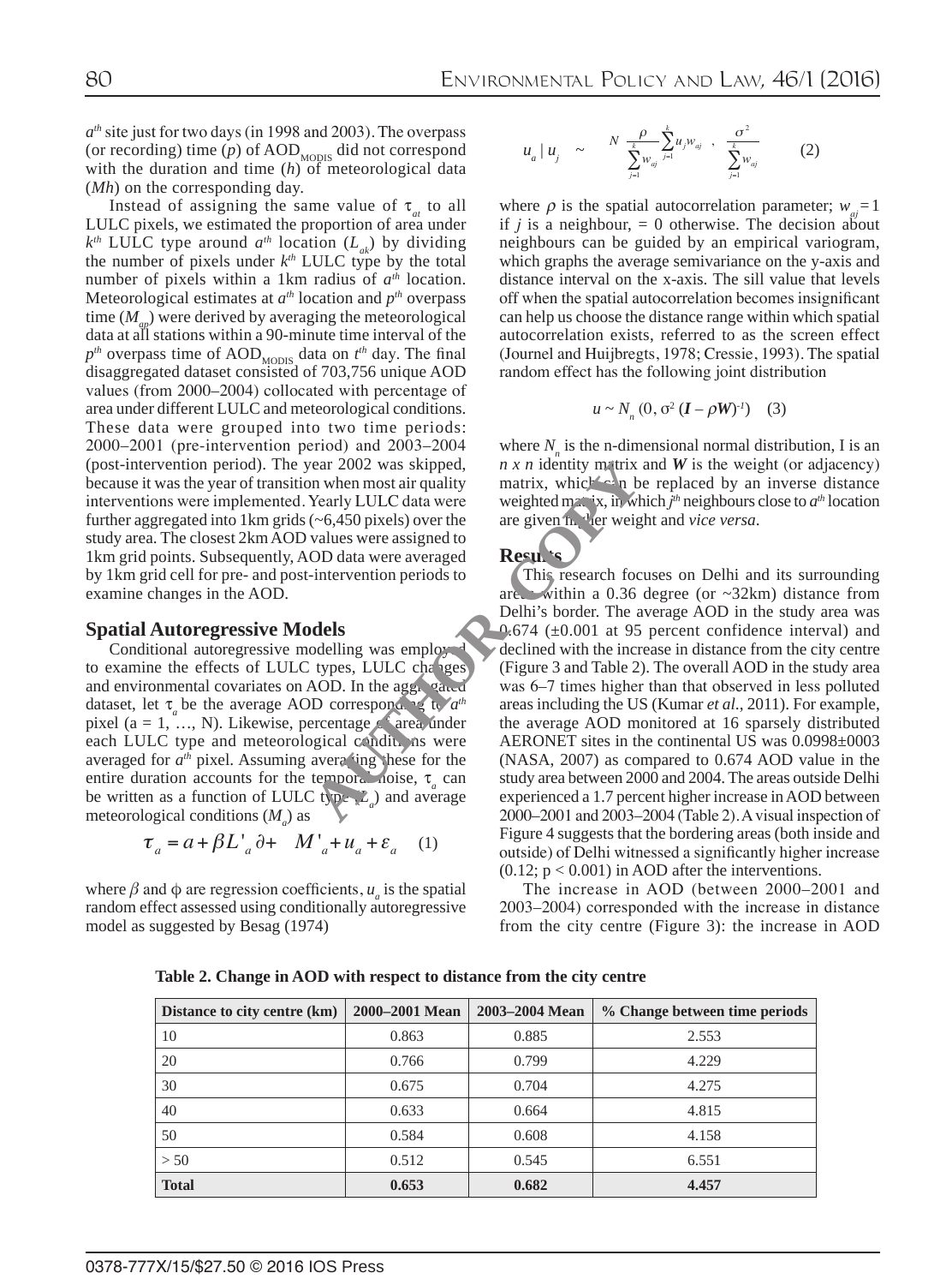$a^{th}$ site just for two days (in 1998 and 2003). The overpass (or recording) time ($p$) of $AOD_{MODIS}$ did not correspond with the duration and time ($h$) of meteorological data ($Mh$) on the corresponding day.

Instead of assigning the same value of $\tau_{at}$ to all LULC pixels, we estimated the proportion of area under $k^{th}$ LULC type around $a^{th}$ location ($L_{ak}$) by dividing the number of pixels under $k^{th}$ LULC type by the total number of pixels within a 1km radius of $a^{th}$ location. Meteorological estimates at $a^{th}$ location and $p^{th}$ overpass time ($M_{ap}$) were derived by averaging the meteorological data at all stations within a 90-minute time interval of the $p^{th}$ overpass time of $AOD_{MODIS}$ data on $t^{th}$ day. The final disaggregated dataset consisted of 703,756 unique AOD values (from 2000–2004) collocated with percentage of area under different LULC and meteorological conditions. These data were grouped into two time periods: 2000–2001 (pre-intervention period) and 2003–2004 (post-intervention period). The year 2002 was skipped, because it was the year of transition when most air quality interventions were implemented. Yearly LULC data were further aggregated into 1km grids (~6,450 pixels) over the study area. The closest 2km AOD values were assigned to 1km grid points. Subsequently, AOD data were averaged by 1km grid cell for pre- and post-intervention periods to examine changes in the AOD.

## Spatial Autoregressive Models

Conditional autoregressive modelling was employed to examine the effects of LULC types, LULC changes and environmental covariates on AOD. In the aggregated dataset, let $\tau_a$ be the average AOD corresponding to $a^{th}$ pixel (a = 1, …, N). Likewise, percentage of area under each LULC type and meteorological conditions were averaged for $a^{th}$ pixel. Assuming averaging these for the entire duration accounts for the temporal noise, $\tau_a$ can be written as a function of LULC type ($L_a$) and average meteorological conditions ($M_a$) as

$$\tau_a = a + \beta L'_a \partial + \quad M'_a + u_a + \varepsilon_a \quad (1)$$

where $\beta$ and $\phi$ are regression coefficients, $u_a$ is the spatial random effect assessed using conditionally autoregressive model as suggested by Besag (1974)

$$u_a \mid u_j \sim N\left(\frac{\rho}{\sum_{j=1}^{k} w_{aj}} \sum_{j=1}^{k} u_j w_{aj} \; , \; \frac{\sigma^2}{\sum_{j=1}^{k} w_{aj}}\right) \quad (2)$$

where $\rho$ is the spatial autocorrelation parameter; $w_{aj} = 1$ if $j$ is a neighbour, = 0 otherwise. The decision about neighbours can be guided by an empirical variogram, which graphs the average semivariance on the y-axis and distance interval on the x-axis. The sill value that levels off when the spatial autocorrelation becomes insignificant can help us choose the distance range within which spatial autocorrelation exists, referred to as the screen effect (Journel and Huijbregts, 1978; Cressie, 1993). The spatial random effect has the following joint distribution

$$u \sim N_n\,(0, \sigma^2\,(\boldsymbol{I} - \rho \boldsymbol{W})^{-1}) \quad (3)$$

where $N_n$ is the n-dimensional normal distribution, I is an $n \times n$ identity matrix and $\boldsymbol{W}$ is the weight (or adjacency) matrix, which can be replaced by an inverse distance weighted matrix, in which $j^{th}$ neighbours close to $a^{th}$ location are given higher weight and *vice versa*.

## Results

This research focuses on Delhi and its surrounding areas within a 0.36 degree (or ~32km) distance from Delhi's border. The average AOD in the study area was 0.674 (±0.001 at 95 percent confidence interval) and declined with the increase in distance from the city centre (Figure 3 and Table 2). The overall AOD in the study area was 6–7 times higher than that observed in less polluted areas including the US (Kumar *et al*., 2011). For example, the average AOD monitored at 16 sparsely distributed AERONET sites in the continental US was 0.0998±0003 (NASA, 2007) as compared to 0.674 AOD value in the study area between 2000 and 2004. The areas outside Delhi experienced a 1.7 percent higher increase in AOD between 2000–2001 and 2003–2004 (Table 2). A visual inspection of Figure 4 suggests that the bordering areas (both inside and outside) of Delhi witnessed a significantly higher increase (0.12; $p < 0.001$) in AOD after the interventions.

The increase in AOD (between 2000–2001 and 2003–2004) corresponded with the increase in distance from the city centre (Figure 3): the increase in AOD

**Table 2. Change in AOD with respect to distance from the city centre**

| Distance to city centre (km) | 2000–2001 Mean | 2003–2004 Mean | % Change between time periods |
|---|---|---|---|
| 10 | 0.863 | 0.885 | 2.553 |
| 20 | 0.766 | 0.799 | 4.229 |
| 30 | 0.675 | 0.704 | 4.275 |
| 40 | 0.633 | 0.664 | 4.815 |
| 50 | 0.584 | 0.608 | 4.158 |
| > 50 | 0.512 | 0.545 | 6.551 |
| **Total** | **0.653** | **0.682** | **4.457** |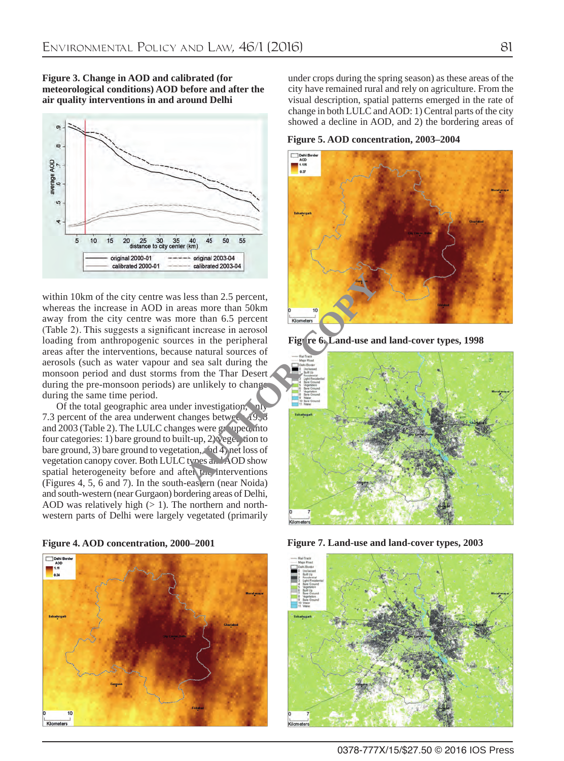**Figure 3. Change in AOD and calibrated (for meteorological conditions) AOD before and after the air quality interventions in and around Delhi**

within 10km of the city centre was less than 2.5 percent, whereas the increase in AOD in areas more than 50km away from the city centre was more than 6.5 percent (Table 2). This suggests a significant increase in aerosol loading from anthropogenic sources in the peripheral areas after the interventions, because natural sources of aerosols (such as water vapour and sea salt during the monsoon period and dust storms from the Thar Desert during the pre-monsoon periods) are unlikely to change during the same time period.

Of the total geographic area under investigation, only 7.3 percent of the area underwent changes between 1998 and 2003 (Table 2). The LULC changes were grouped into four categories: 1) bare ground to built-up, 2) vegetation to bare ground, 3) bare ground to vegetation, and 4) net loss of vegetation canopy cover. Both LULC types and AOD show spatial heterogeneity before and after the interventions (Figures 4, 5, 6 and 7). In the south-eastern (near Noida) and south-western (near Gurgaon) bordering areas of Delhi, AOD was relatively high (> 1). The northern and north-western parts of Delhi were largely vegetated (primarily under crops during the spring season) as these areas of the city have remained rural and rely on agriculture. From the visual description, spatial patterns emerged in the rate of change in both LULC and AOD: 1) Central parts of the city showed a decline in AOD, and 2) the bordering areas of

**Figure 4. AOD concentration, 2000–2001**

**Figure 5. AOD concentration, 2003–2004**

**Figure 6. Land-use and land-cover types, 1998**

**Figure 7. Land-use and land-cover types, 2003**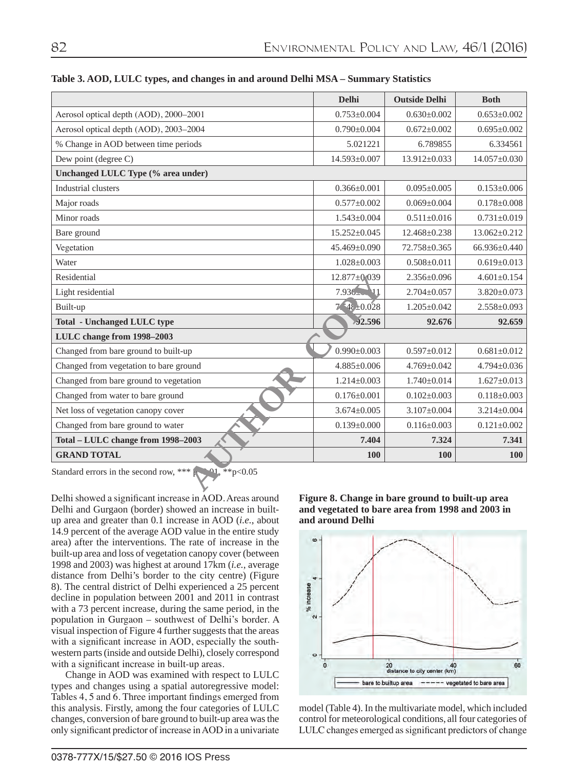**Table 3. AOD, LULC types, and changes in and around Delhi MSA – Summary Statistics**

| | Delhi | Outside Delhi | Both |
|---|---|---|---|
| Aerosol optical depth (AOD), 2000–2001 | 0.753±0.004 | 0.630±0.002 | 0.653±0.002 |
| Aerosol optical depth (AOD), 2003–2004 | 0.790±0.004 | 0.672±0.002 | 0.695±0.002 |
| % Change in AOD between time periods | 5.021221 | 6.789855 | 6.334561 |
| Dew point (degree C) | 14.593±0.007 | 13.912±0.033 | 14.057±0.030 |
| **Unchanged LULC Type (% area under)** | | | |
| Industrial clusters | 0.366±0.001 | 0.095±0.005 | 0.153±0.006 |
| Major roads | 0.577±0.002 | 0.069±0.004 | 0.178±0.008 |
| Minor roads | 1.543±0.004 | 0.511±0.016 | 0.731±0.019 |
| Bare ground | 15.252±0.045 | 12.468±0.238 | 13.062±0.212 |
| Vegetation | 45.469±0.090 | 72.758±0.365 | 66.936±0.440 |
| Water | 1.028±0.003 | 0.508±0.011 | 0.619±0.013 |
| Residential | 12.877±0.039 | 2.356±0.096 | 4.601±0.154 |
| Light residential | 7.936±0.011 | 2.704±0.057 | 3.820±0.073 |
| Built-up | 7.548±0.028 | 1.205±0.042 | 2.558±0.093 |
| **Total - Unchanged LULC type** | **92.596** | **92.676** | **92.659** |
| **LULC change from 1998–2003** | | | |
| Changed from bare ground to built-up | 0.990±0.003 | 0.597±0.012 | 0.681±0.012 |
| Changed from vegetation to bare ground | 4.885±0.006 | 4.769±0.042 | 4.794±0.036 |
| Changed from bare ground to vegetation | 1.214±0.003 | 1.740±0.014 | 1.627±0.013 |
| Changed from water to bare ground | 0.176±0.001 | 0.102±0.003 | 0.118±0.003 |
| Net loss of vegetation canopy cover | 3.674±0.005 | 3.107±0.004 | 3.214±0.004 |
| Changed from bare ground to water | 0.139±0.000 | 0.116±0.003 | 0.121±0.002 |
| **Total – LULC change from 1998–2003** | **7.404** | **7.324** | **7.341** |
| **GRAND TOTAL** | **100** | **100** | **100** |

Standard errors in the second row, *** $p<0.01$, ** $p<0.05$

Delhi showed a significant increase in AOD. Areas around Delhi and Gurgaon (border) showed an increase in built-up area and greater than 0.1 increase in AOD (*i.e.*, about 14.9 percent of the average AOD value in the entire study area) after the interventions. The rate of increase in the built-up area and loss of vegetation canopy cover (between 1998 and 2003) was highest at around 17km (*i.e.*, average distance from Delhi's border to the city centre) (Figure 8). The central district of Delhi experienced a 25 percent decline in population between 2001 and 2011 in contrast with a 73 percent increase, during the same period, in the population in Gurgaon – southwest of Delhi's border. A visual inspection of Figure 4 further suggests that the areas with a significant increase in AOD, especially the south-western parts (inside and outside Delhi), closely correspond with a significant increase in built-up areas.

Change in AOD was examined with respect to LULC types and changes using a spatial autoregressive model: Tables 4, 5 and 6. Three important findings emerged from this analysis. Firstly, among the four categories of LULC changes, conversion of bare ground to built-up area was the only significant predictor of increase in AOD in a univariate model (Table 4). In the multivariate model, which included control for meteorological conditions, all four categories of LULC changes emerged as significant predictors of change

**Figure 8. Change in bare ground to built-up area and vegetated to bare area from 1998 and 2003 in and around Delhi**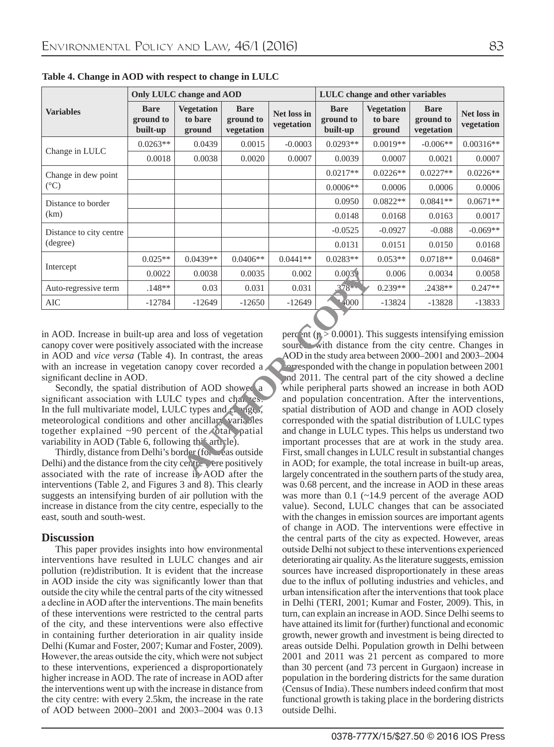**Table 4. Change in AOD with respect to change in LULC**

| Variables | Only LULC change and AOD | | | | LULC change and other variables | | | |
|---|---|---|---|---|---|---|---|---|
| | Bare ground to built-up | Vegetation to bare ground | Bare ground to vegetation | Net loss in vegetation | Bare ground to built-up | Vegetation to bare ground | Bare ground to vegetation | Net loss in vegetation |
| Change in LULC | 0.0263** | 0.0439 | 0.0015 | -0.0003 | 0.0293** | 0.0019** | -0.006** | 0.00316** |
| | 0.0018 | 0.0038 | 0.0020 | 0.0007 | 0.0039 | 0.0007 | 0.0021 | 0.0007 |
| Change in dew point (°C) | | | | | 0.0217** | 0.0226** | 0.0227** | 0.0226** |
| | | | | | 0.0006** | 0.0006 | 0.0006 | 0.0006 |
| Distance to border (km) | | | | | 0.0950 | 0.0822** | 0.0841** | 0.0671** |
| | | | | | 0.0148 | 0.0168 | 0.0163 | 0.0017 |
| Distance to city centre (degree) | | | | | -0.0525 | -0.0927 | -0.088 | -0.069** |
| | | | | | 0.0131 | 0.0151 | 0.0150 | 0.0168 |
| Intercept | 0.025** | 0.0439** | 0.0406** | 0.0441** | 0.0283** | 0.053** | 0.0718** | 0.0468* |
| | 0.0022 | 0.0038 | 0.0035 | 0.002 | 0.0039 | 0.006 | 0.0034 | 0.0058 |
| Auto-regressive term | .148** | 0.03 | 0.031 | 0.031 | .378** | 0.239** | .2438** | 0.247** |
| AIC | -12784 | -12649 | -12650 | -12649 | -14000 | -13824 | -13828 | -13833 |

in AOD. Increase in built-up area and loss of vegetation canopy cover were positively associated with the increase in AOD and *vice versa* (Table 4). In contrast, the areas with an increase in vegetation canopy cover recorded a significant decline in AOD.

Secondly, the spatial distribution of AOD showed a significant association with LULC types and changes. In the full multivariate model, LULC types and changes, meteorological conditions and other ancillary variables together explained ~90 percent of the total spatial variability in AOD (Table 6, following this article).

Thirdly, distance from Delhi's border (for areas outside Delhi) and the distance from the city centre were positively associated with the rate of increase in AOD after the interventions (Table 2, and Figures 3 and 8). This clearly suggests an intensifying burden of air pollution with the increase in distance from the city centre, especially to the east, south and south-west.

## Discussion

This paper provides insights into how environmental interventions have resulted in LULC changes and air pollution (re)distribution. It is evident that the increase in AOD inside the city was significantly lower than that outside the city while the central parts of the city witnessed a decline in AOD after the interventions. The main benefits of these interventions were restricted to the central parts of the city, and these interventions were also effective in containing further deterioration in air quality inside Delhi (Kumar and Foster, 2007; Kumar and Foster, 2009). However, the areas outside the city, which were not subject to these interventions, experienced a disproportionately higher increase in AOD. The rate of increase in AOD after the interventions went up with the increase in distance from the city centre: with every 2.5km, the increase in the rate of AOD between 2000–2001 and 2003–2004 was 0.13 percent ($p > 0.0001$). This suggests intensifying emission sources with distance from the city centre. Changes in AOD in the study area between 2000–2001 and 2003–2004 corresponded with the change in population between 2001 and 2011. The central part of the city showed a decline while peripheral parts showed an increase in both AOD and population concentration. After the interventions, spatial distribution of AOD and change in AOD closely corresponded with the spatial distribution of LULC types and change in LULC types. This helps us understand two important processes that are at work in the study area. First, small changes in LULC result in substantial changes in AOD; for example, the total increase in built-up areas, largely concentrated in the southern parts of the study area, was 0.68 percent, and the increase in AOD in these areas was more than 0.1 (~14.9 percent of the average AOD value). Second, LULC changes that can be associated with the changes in emission sources are important agents of change in AOD. The interventions were effective in the central parts of the city as expected. However, areas outside Delhi not subject to these interventions experienced deteriorating air quality. As the literature suggests, emission sources have increased disproportionately in these areas due to the influx of polluting industries and vehicles, and urban intensification after the interventions that took place in Delhi (TERI, 2001; Kumar and Foster, 2009). This, in turn, can explain an increase in AOD. Since Delhi seems to have attained its limit for (further) functional and economic growth, newer growth and investment is being directed to areas outside Delhi. Population growth in Delhi between 2001 and 2011 was 21 percent as compared to more than 30 percent (and 73 percent in Gurgaon) increase in population in the bordering districts for the same duration (Census of India). These numbers indeed confirm that most functional growth is taking place in the bordering districts outside Delhi.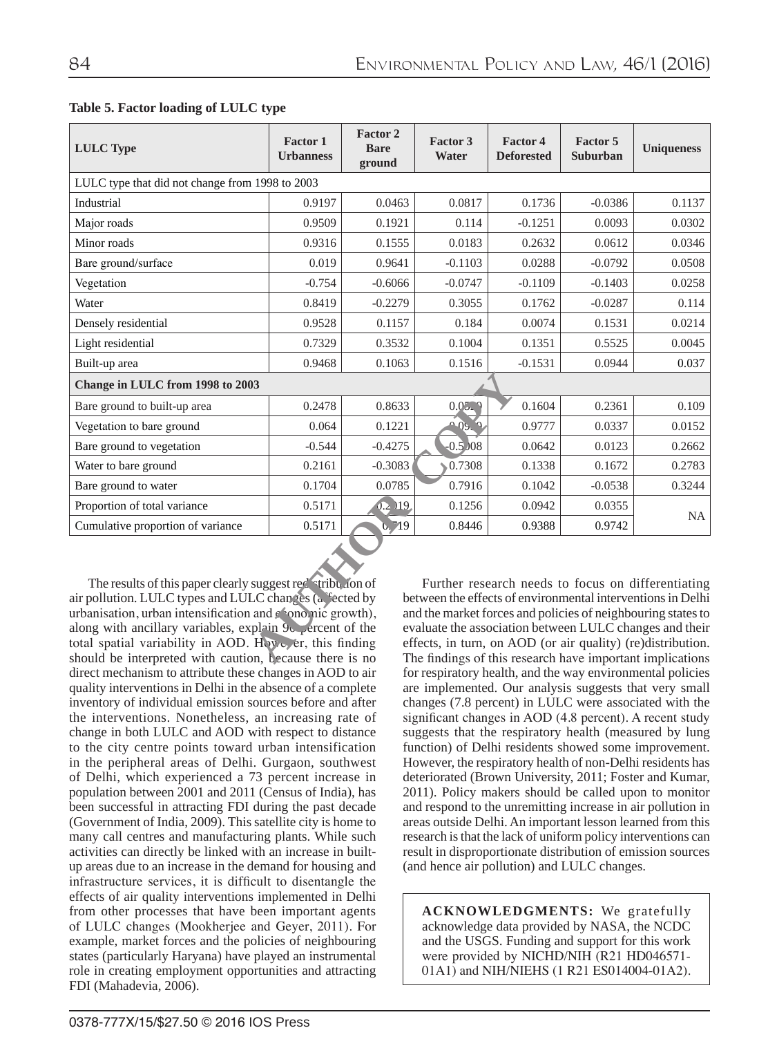**Table 5. Factor loading of LULC type**

| LULC Type | Factor 1 Urbanness | Factor 2 Bare ground | Factor 3 Water | Factor 4 Deforested | Factor 5 Suburban | Uniqueness |
|---|---|---|---|---|---|---|
| LULC type that did not change from 1998 to 2003 | | | | | | |
| Industrial | 0.9197 | 0.0463 | 0.0817 | 0.1736 | -0.0386 | 0.1137 |
| Major roads | 0.9509 | 0.1921 | 0.114 | -0.1251 | 0.0093 | 0.0302 |
| Minor roads | 0.9316 | 0.1555 | 0.0183 | 0.2632 | 0.0612 | 0.0346 |
| Bare ground/surface | 0.019 | 0.9641 | -0.1103 | 0.0288 | -0.0792 | 0.0508 |
| Vegetation | -0.754 | -0.6066 | -0.0747 | -0.1109 | -0.1403 | 0.0258 |
| Water | 0.8419 | -0.2279 | 0.3055 | 0.1762 | -0.0287 | 0.114 |
| Densely residential | 0.9528 | 0.1157 | 0.184 | 0.0074 | 0.1531 | 0.0214 |
| Light residential | 0.7329 | 0.3532 | 0.1004 | 0.1351 | 0.5525 | 0.0045 |
| Built-up area | 0.9468 | 0.1063 | 0.1516 | -0.1531 | 0.0944 | 0.037 |
| **Change in LULC from 1998 to 2003** | | | | | | |
| Bare ground to built-up area | 0.2478 | 0.8633 | 0.0529 | 0.1604 | 0.2361 | 0.109 |
| Vegetation to bare ground | 0.064 | 0.1221 | 0.0940 | 0.9777 | 0.0337 | 0.0152 |
| Bare ground to vegetation | -0.544 | -0.4275 | -0.5008 | 0.0642 | 0.0123 | 0.2662 |
| Water to bare ground | 0.2161 | -0.3083 | 0.7308 | 0.1338 | 0.1672 | 0.2783 |
| Bare ground to water | 0.1704 | 0.0785 | 0.7916 | 0.1042 | -0.0538 | 0.3244 |
| Proportion of total variance | 0.5171 | 0.2019 | 0.1256 | 0.0942 | 0.0355 | NA |
| Cumulative proportion of variance | 0.5171 | 0.719 | 0.8446 | 0.9388 | 0.9742 | |

The results of this paper clearly suggest redistribution of air pollution. LULC types and LULC changes (affected by urbanisation, urban intensification and economic growth), along with ancillary variables, explain 90 percent of the total spatial variability in AOD. However, this finding should be interpreted with caution, because there is no direct mechanism to attribute these changes in AOD to air quality interventions in Delhi in the absence of a complete inventory of individual emission sources before and after the interventions. Nonetheless, an increasing rate of change in both LULC and AOD with respect to distance to the city centre points toward urban intensification in the peripheral areas of Delhi. Gurgaon, southwest of Delhi, which experienced a 73 percent increase in population between 2001 and 2011 (Census of India), has been successful in attracting FDI during the past decade (Government of India, 2009). This satellite city is home to many call centres and manufacturing plants. While such activities can directly be linked with an increase in built-up areas due to an increase in the demand for housing and infrastructure services, it is difficult to disentangle the effects of air quality interventions implemented in Delhi from other processes that have been important agents of LULC changes (Mookherjee and Geyer, 2011). For example, market forces and the policies of neighbouring states (particularly Haryana) have played an instrumental role in creating employment opportunities and attracting FDI (Mahadevia, 2006).

Further research needs to focus on differentiating between the effects of environmental interventions in Delhi and the market forces and policies of neighbouring states to evaluate the association between LULC changes and their effects, in turn, on AOD (or air quality) (re)distribution. The findings of this research have important implications for respiratory health, and the way environmental policies are implemented. Our analysis suggests that very small changes (7.8 percent) in LULC were associated with the significant changes in AOD (4.8 percent). A recent study suggests that the respiratory health (measured by lung function) of Delhi residents showed some improvement. However, the respiratory health of non-Delhi residents has deteriorated (Brown University, 2011; Foster and Kumar, 2011). Policy makers should be called upon to monitor and respond to the unremitting increase in air pollution in areas outside Delhi. An important lesson learned from this research is that the lack of uniform policy interventions can result in disproportionate distribution of emission sources (and hence air pollution) and LULC changes.

**ACKNOWLEDGMENTS:** We gratefully acknowledge data provided by NASA, the NCDC and the USGS. Funding and support for this work were provided by NICHD/NIH (R21 HD046571-01A1) and NIH/NIEHS (1 R21 ES014004-01A2).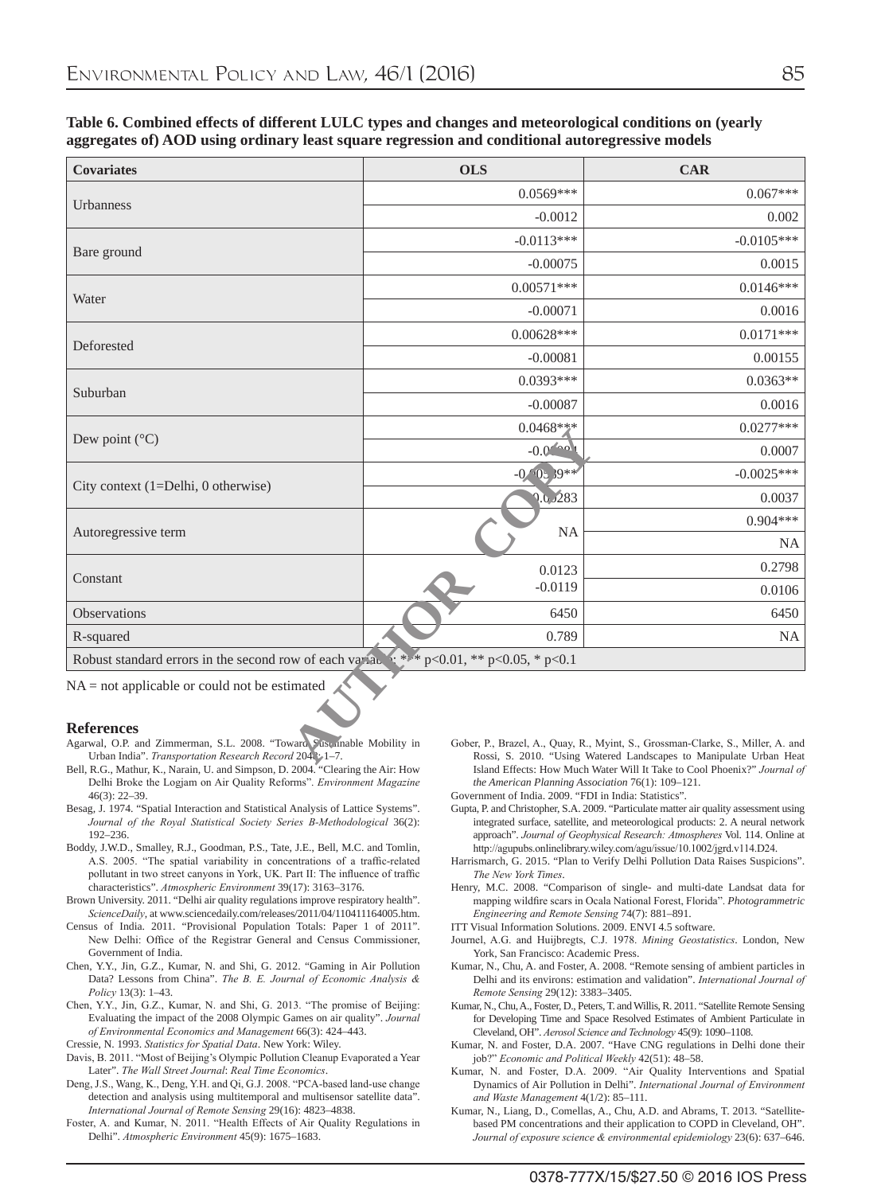**Table 6. Combined effects of different LULC types and changes and meteorological conditions on (yearly aggregates of) AOD using ordinary least square regression and conditional autoregressive models**

| Covariates | OLS | CAR |
|---|---|---|
| Urbanness | 0.0569*** | 0.067*** |
| | -0.0012 | 0.002 |
| Bare ground | -0.0113*** | -0.0105*** |
| | -0.00075 | 0.0015 |
| Water | 0.00571*** | 0.0146*** |
| | -0.00071 | 0.0016 |
| Deforested | 0.00628*** | 0.0171*** |
| | -0.00081 | 0.00155 |
| Suburban | 0.0393*** | 0.0363** |
| | -0.00087 | 0.0016 |
| Dew point (°C) | 0.0468*** | 0.0277*** |
| | -0.0??? | 0.0007 |
| City context (1=Delhi, 0 otherwise) | -0.00?39*** | -0.0025*** |
| | 0.00283 | 0.0037 |
| Autoregressive term | NA | 0.904*** |
| | | NA |
| Constant | 0.0123 | 0.2798 |
| | -0.0119 | 0.0106 |
| Observations | 6450 | 6450 |
| R-squared | 0.789 | NA |

Robust standard errors in the second row of each variable: *** p<0.01, ** p<0.05, * p<0.1

NA = not applicable or could not be estimated

## References

Agarwal, O.P. and Zimmerman, S.L. 2008. "Toward Sustainable Mobility in Urban India". *Transportation Research Record* 2048: 1–7.

Bell, R.G., Mathur, K., Narain, U. and Simpson, D. 2004. "Clearing the Air: How Delhi Broke the Logjam on Air Quality Reforms". *Environment Magazine* 46(3): 22–39.

Besag, J. 1974. "Spatial Interaction and Statistical Analysis of Lattice Systems". *Journal of the Royal Statistical Society Series B-Methodological* 36(2): 192–236.

Boddy, J.W.D., Smalley, R.J., Goodman, P.S., Tate, J.E., Bell, M.C. and Tomlin, A.S. 2005. "The spatial variability in concentrations of a traffic-related pollutant in two street canyons in York, UK. Part II: The influence of traffic characteristics". *Atmospheric Environment* 39(17): 3163–3176.

Brown University. 2011. "Delhi air quality regulations improve respiratory health". *ScienceDaily*, at www.sciencedaily.com/releases/2011/04/110411164005.htm.

Census of India. 2011. "Provisional Population Totals: Paper 1 of 2011". New Delhi: Office of the Registrar General and Census Commissioner, Government of India.

Chen, Y.Y., Jin, G.Z., Kumar, N. and Shi, G. 2012. "Gaming in Air Pollution Data? Lessons from China". *The B. E. Journal of Economic Analysis & Policy* 13(3): 1–43.

Chen, Y.Y., Jin, G.Z., Kumar, N. and Shi, G. 2013. "The promise of Beijing: Evaluating the impact of the 2008 Olympic Games on air quality". *Journal of Environmental Economics and Management* 66(3): 424–443.

Cressie, N. 1993. *Statistics for Spatial Data*. New York: Wiley.

Davis, B. 2011. "Most of Beijing's Olympic Pollution Cleanup Evaporated a Year Later". *The Wall Street Journal*: *Real Time Economics*.

Deng, J.S., Wang, K., Deng, Y.H. and Qi, G.J. 2008. "PCA-based land-use change detection and analysis using multitemporal and multisensor satellite data". *International Journal of Remote Sensing* 29(16): 4823–4838.

Foster, A. and Kumar, N. 2011. "Health Effects of Air Quality Regulations in Delhi". *Atmospheric Environment* 45(9): 1675–1683.

Gober, P., Brazel, A., Quay, R., Myint, S., Grossman-Clarke, S., Miller, A. and Rossi, S. 2010. "Using Watered Landscapes to Manipulate Urban Heat Island Effects: How Much Water Will It Take to Cool Phoenix?" *Journal of the American Planning Association* 76(1): 109–121.

Government of India. 2009. "FDI in India: Statistics".

Gupta, P. and Christopher, S.A. 2009. "Particulate matter air quality assessment using integrated surface, satellite, and meteorological products: 2. A neural network approach". *Journal of Geophysical Research: Atmospheres* Vol. 114. Online at http://agupubs.onlinelibrary.wiley.com/agu/issue/10.1002/jgrd.v114.D24.

Harrismarch, G. 2015. "Plan to Verify Delhi Pollution Data Raises Suspicions". *The New York Times*.

Henry, M.C. 2008. "Comparison of single- and multi-date Landsat data for mapping wildfire scars in Ocala National Forest, Florida". *Photogrammetric Engineering and Remote Sensing* 74(7): 881–891.

ITT Visual Information Solutions. 2009. ENVI 4.5 software.

Journel, A.G. and Huijbregts, C.J. 1978. *Mining Geostatistics*. London, New York, San Francisco: Academic Press.

Kumar, N., Chu, A. and Foster, A. 2008. "Remote sensing of ambient particles in Delhi and its environs: estimation and validation". *International Journal of Remote Sensing* 29(12): 3383–3405.

Kumar, N., Chu, A., Foster, D., Peters, T. and Willis, R. 2011. "Satellite Remote Sensing for Developing Time and Space Resolved Estimates of Ambient Particulate in Cleveland, OH". *Aerosol Science and Technology* 45(9): 1090–1108.

Kumar, N. and Foster, D.A. 2007. "Have CNG regulations in Delhi done their job?" *Economic and Political Weekly* 42(51): 48–58.

Kumar, N. and Foster, D.A. 2009. "Air Quality Interventions and Spatial Dynamics of Air Pollution in Delhi". *International Journal of Environment and Waste Management* 4(1/2): 85–111.

Kumar, N., Liang, D., Comellas, A., Chu, A.D. and Abrams, T. 2013. "Satellite-based PM concentrations and their application to COPD in Cleveland, OH". *Journal of exposure science & environmental epidemiology* 23(6): 637–646.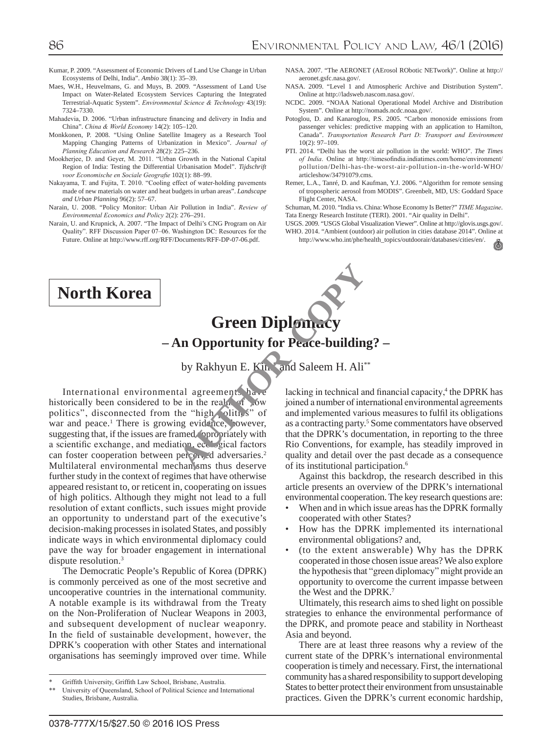Kumar, P. 2009. "Assessment of Economic Drivers of Land Use Change in Urban Ecosystems of Delhi, India". *Ambio* 38(1): 35–39.

Maes, W.H., Heuvelmans, G. and Muys, B. 2009. "Assessment of Land Use Impact on Water-Related Ecosystem Services Capturing the Integrated Terrestrial-Aquatic System". *Environmental Science & Technology* 43(19): 7324–7330.

Mahadevia, D. 2006. "Urban infrastructure financing and delivery in India and China". *China & World Economy* 14(2): 105–120.

Monkkonen, P. 2008. "Using Online Satellite Imagery as a Research Tool Mapping Changing Patterns of Urbanization in Mexico". *Journal of Planning Education and Research* 28(2): 225–236.

Mookherjee, D. and Geyer, M. 2011. "Urban Growth in the National Capital Region of India: Testing the Differential Urbanisation Model". *Tijdschrift voor Economische en Sociale Geografie* 102(1): 88–99.

Nakayama, T. and Fujita, T. 2010. "Cooling effect of water-holding pavements made of new materials on water and heat budgets in urban areas". *Landscape and Urban Planning* 96(2): 57–67.

Narain, U. 2008. "Policy Monitor: Urban Air Pollution in India". *Review of Environmental Economics and Policy* 2(2): 276–291.

Narain, U. and Krupnick, A. 2007. "The Impact of Delhi's CNG Program on Air Quality". RFF Discussion Paper 07–06. Washington DC: Resources for the Future. Online at http://www.rff.org/RFF/Documents/RFF-DP-07-06.pdf.

NASA. 2007. "The AERONET (AErosol RObotic NETwork)". Online at http://aeronet.gsfc.nasa.gov/.

NASA. 2009. "Level 1 and Atmospheric Archive and Distribution System". Online at http://ladsweb.nascom.nasa.gov/.

NCDC. 2009. "NOAA National Operational Model Archive and Distribution System". Online at http://nomads.ncdc.noaa.gov/.

Potoglou, D. and Kanaroglou, P.S. 2005. "Carbon monoxide emissions from passenger vehicles: predictive mapping with an application to Hamilton, Canada". *Transportation Research Part D: Transport and Environment* 10(2): 97–109.

PTI. 2014. "Delhi has the worst air pollution in the world: WHO". *The Times of India*. Online at http://timesofindia.indiatimes.com/home/environment/pollution/Delhi-has-the-worst-air-pollution-in-the-world-WHO/articleshow/34791079.cms.

Remer, L.A., Tanré, D. and Kaufman, Y.J. 2006. "Algorithm for remote sensing of tropospheric aerosol from MODIS". Greenbelt, MD, US: Goddard Space Flight Center, NASA.

Schuman, M. 2010. "India vs. China: Whose Economy Is Better?" *TIME Magazine*.

Tata Energy Research Institute (TERI). 2001. "Air quality in Delhi".

USGS. 2009. "USGS Global Visualization Viewer". Online at http://glovis.usgs.gov/.

WHO. 2014. "Ambient (outdoor) air pollution in cities database 2014". Online at http://www.who.int/phe/health_topics/outdoorair/databases/cities/en/.

**North Korea**

# Green Diplomacy

## – An Opportunity for Peace-building? –

by Rakhyun E. Kim* and Saleem H. Ali**

International environmental agreements have historically been considered to be in the realm of "low politics", disconnected from the "high politics" of war and peace.[1] There is growing evidence, however, suggesting that, if the issues are framed appropriately with a scientific exchange, and mediation, ecological factors can foster cooperation between perceived adversaries.[2] Multilateral environmental mechanisms thus deserve further study in the context of regimes that have otherwise appeared resistant to, or reticent in, cooperating on issues of high politics. Although they might not lead to a full resolution of extant conflicts, such issues might provide an opportunity to understand part of the executive's decision-making processes in isolated States, and possibly indicate ways in which environmental diplomacy could pave the way for broader engagement in international dispute resolution.[3]

The Democratic People's Republic of Korea (DPRK) is commonly perceived as one of the most secretive and uncooperative countries in the international community. A notable example is its withdrawal from the Treaty on the Non-Proliferation of Nuclear Weapons in 2003, and subsequent development of nuclear weaponry. In the field of sustainable development, however, the DPRK's cooperation with other States and international organisations has seemingly improved over time. While lacking in technical and financial capacity,[4] the DPRK has joined a number of international environmental agreements and implemented various measures to fulfil its obligations as a contracting party.[5] Some commentators have observed that the DPRK's documentation, in reporting to the three Rio Conventions, for example, has steadily improved in quality and detail over the past decade as a consequence of its institutional participation.[6]

Against this backdrop, the research described in this article presents an overview of the DPRK's international environmental cooperation. The key research questions are:

- When and in which issue areas has the DPRK formally cooperated with other States?
- How has the DPRK implemented its international environmental obligations? and,
- (to the extent answerable) Why has the DPRK cooperated in those chosen issue areas? We also explore the hypothesis that "green diplomacy" might provide an opportunity to overcome the current impasse between the West and the DPRK.[7]

Ultimately, this research aims to shed light on possible strategies to enhance the environmental performance of the DPRK, and promote peace and stability in Northeast Asia and beyond.

There are at least three reasons why a review of the current state of the DPRK's international environmental cooperation is timely and necessary. First, the international community has a shared responsibility to support developing States to better protect their environment from unsustainable practices. Given the DPRK's current economic hardship,

\* Griffith University, Griffith Law School, Brisbane, Australia.

\*\* University of Queensland, School of Political Science and International Studies, Brisbane, Australia.

0378-777X/15/$27.50 © 2016 IOS Press